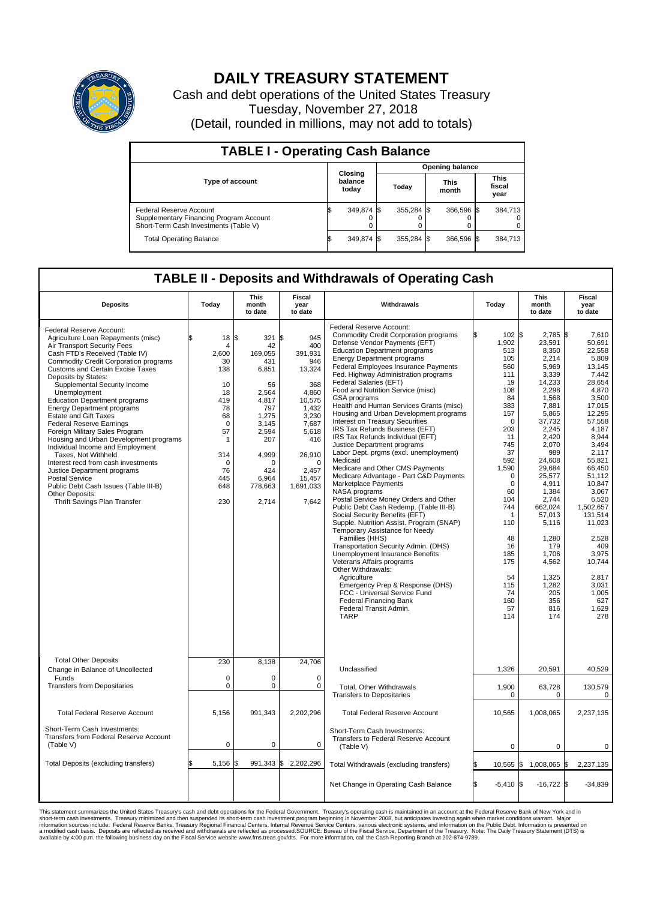# DAILY TREASURY STATEMENT

Cash and debt operations of the United States Treasury
Tuesday, November 27, 2018
(Detail, rounded in millions, may not add to totals)

## TABLE I - Operating Cash Balance

| Type of account | Closing balance today | Opening balance Today | Opening balance This month | Opening balance This fiscal year |
|---|---|---|---|---|
| Federal Reserve Account | $ 349,874 | $ 355,284 | $ 366,596 | $ 384,713 |
| Supplementary Financing Program Account | 0 | 0 | 0 | 0 |
| Short-Term Cash Investments (Table V) | 0 | 0 | 0 | 0 |
| Total Operating Balance | $ 349,874 | $ 355,284 | $ 366,596 | $ 384,713 |

## TABLE II - Deposits and Withdrawals of Operating Cash

| Deposits | Today | This month to date | Fiscal year to date |
|---|---|---|---|
| Federal Reserve Account: | | | |
| Agriculture Loan Repayments (misc) | $ 18 | $ 321 | $ 945 |
| Air Transport Security Fees | 4 | 42 | 400 |
| Cash FTD's Received (Table IV) | 2,600 | 169,055 | 391,931 |
| Commodity Credit Corporation programs | 30 | 431 | 946 |
| Customs and Certain Excise Taxes | 138 | 6,851 | 13,324 |
| Deposits by States: | | | |
| Supplemental Security Income | 10 | 56 | 368 |
| Unemployment | 18 | 2,564 | 4,860 |
| Education Department programs | 419 | 4,817 | 10,575 |
| Energy Department programs | 78 | 797 | 1,432 |
| Estate and Gift Taxes | 68 | 1,275 | 3,230 |
| Federal Reserve Earnings | 0 | 3,145 | 7,687 |
| Foreign Military Sales Program | 57 | 2,594 | 5,618 |
| Housing and Urban Development programs | 1 | 207 | 416 |
| Individual Income and Employment Taxes, Not Withheld | 314 | 4,999 | 26,910 |
| Interest recd from cash investments | 0 | 0 | 0 |
| Justice Department programs | 76 | 424 | 2,457 |
| Postal Service | 445 | 6,964 | 15,457 |
| Public Debt Cash Issues (Table III-B) | 648 | 778,663 | 1,691,033 |
| Other Deposits: | | | |
| Thrift Savings Plan Transfer | 230 | 2,714 | 7,642 |
| Total Other Deposits | 230 | 8,138 | 24,706 |
| Change in Balance of Uncollected Funds | 0 | 0 | 0 |
| Transfers from Depositaries | 0 | 0 | 0 |
| Total Federal Reserve Account | 5,156 | 991,343 | 2,202,296 |
| Short-Term Cash Investments: Transfers from Federal Reserve Account (Table V) | 0 | 0 | 0 |
| Total Deposits (excluding transfers) | $ 5,156 | $ 991,343 | $ 2,202,296 |

| Withdrawals | Today | This month to date | Fiscal year to date |
|---|---|---|---|
| Federal Reserve Account: | | | |
| Commodity Credit Corporation programs | $ 102 | $ 2,785 | $ 7,610 |
| Defense Vendor Payments (EFT) | 1,902 | 23,591 | 50,691 |
| Education Department programs | 513 | 8,350 | 22,558 |
| Energy Department programs | 105 | 2,214 | 5,809 |
| Federal Employees Insurance Payments | 560 | 5,969 | 13,145 |
| Fed. Highway Administration programs | 111 | 3,339 | 7,442 |
| Federal Salaries (EFT) | 19 | 14,233 | 28,654 |
| Food and Nutrition Service (misc) | 108 | 2,298 | 4,870 |
| GSA programs | 84 | 1,568 | 3,500 |
| Health and Human Services Grants (misc) | 383 | 7,881 | 17,015 |
| Housing and Urban Development programs | 157 | 5,865 | 12,295 |
| Interest on Treasury Securities | 0 | 37,732 | 57,558 |
| IRS Tax Refunds Business (EFT) | 203 | 2,245 | 4,187 |
| IRS Tax Refunds Individual (EFT) | 11 | 2,420 | 8,944 |
| Justice Department programs | 745 | 2,070 | 3,494 |
| Labor Dept. prgms (excl. unemployment) | 37 | 989 | 2,117 |
| Medicaid | 592 | 24,608 | 55,821 |
| Medicare and Other CMS Payments | 1,590 | 29,684 | 66,450 |
| Medicare Advantage - Part C&D Payments | 0 | 25,577 | 51,112 |
| Marketplace Payments | 0 | 4,911 | 10,847 |
| NASA programs | 60 | 1,384 | 3,067 |
| Postal Service Money Orders and Other | 104 | 2,744 | 6,520 |
| Public Debt Cash Redemp. (Table III-B) | 744 | 662,024 | 1,502,657 |
| Social Security Benefits (EFT) | 1 | 57,013 | 131,514 |
| Supple. Nutrition Assist. Program (SNAP) | 110 | 5,116 | 11,023 |
| Temporary Assistance for Needy Families (HHS) | 48 | 1,280 | 2,528 |
| Transportation Security Admin. (DHS) | 16 | 179 | 409 |
| Unemployment Insurance Benefits | 185 | 1,706 | 3,975 |
| Veterans Affairs programs | 175 | 4,562 | 10,744 |
| Other Withdrawals: | | | |
| Agriculture | 54 | 1,325 | 2,817 |
| Emergency Prep & Response (DHS) | 115 | 1,282 | 3,031 |
| FCC - Universal Service Fund | 74 | 205 | 1,005 |
| Federal Financing Bank | 160 | 356 | 627 |
| Federal Transit Admin. | 57 | 816 | 1,629 |
| TARP | 114 | 174 | 278 |
| Unclassified | 1,326 | 20,591 | 40,529 |
| Total, Other Withdrawals | 1,900 | 63,728 | 130,579 |
| Transfers to Depositaries | 0 | 0 | 0 |
| Total Federal Reserve Account | 10,565 | 1,008,065 | 2,237,135 |
| Short-Term Cash Investments: Transfers to Federal Reserve Account (Table V) | 0 | 0 | 0 |
| Total Withdrawals (excluding transfers) | $ 10,565 | $ 1,008,065 | $ 2,237,135 |
| Net Change in Operating Cash Balance | $ -5,410 | $ -16,722 | $ -34,839 |

This statement summarizes the United States Treasury's cash and debt operations for the Federal Government. Treasury's operating cash is maintained in an account at the Federal Reserve Bank of New York and in short-term cash investments. Treasury minimized and then suspended its short-term cash investment program beginning in November 2008, but anticipates investing again when market conditions warrant. Major information sources include: Federal Reserve Banks, Treasury Regional Financial Centers, Internal Revenue Service Centers, various electronic systems, and information on the Public Debt. Information is presented on a modified cash basis. Deposits are reflected as received and withdrawals are reflected as processed.SOURCE: Bureau of the Fiscal Service, Department of the Treasury. Note: The Daily Treasury Statement (DTS) is available by 4:00 p.m. the following business day on the Fiscal Service website www.fms.treas.gov/dts. For more information, call the Cash Reporting Branch at 202-874-9789.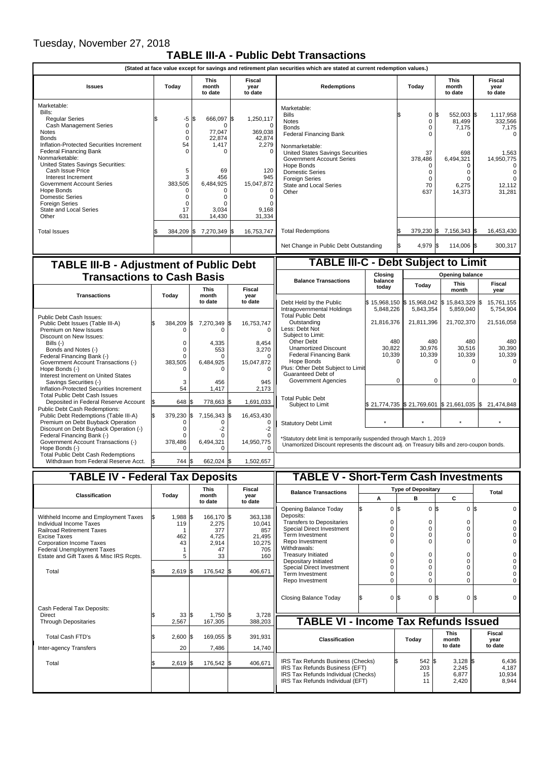Tuesday, November 27, 2018

# TABLE III-A - Public Debt Transactions

(Stated at face value except for savings and retirement plan securities which are stated at current redemption values.)

| Issues | Today | This month to date | Fiscal year to date |
|---|---|---|---|
| Marketable: | | | |
| Bills: | | | |
| Regular Series | $ -5 | $ 666,097 | $ 1,250,117 |
| Cash Management Series | 0 | 0 | 0 |
| Notes | 0 | 77,047 | 369,038 |
| Bonds | 0 | 22,874 | 42,874 |
| Inflation-Protected Securities Increment | 54 | 1,417 | 2,279 |
| Federal Financing Bank | 0 | 0 | 0 |
| Nonmarketable: | | | |
| United States Savings Securities: | | | |
| Cash Issue Price | 5 | 69 | 120 |
| Interest Increment | 3 | 456 | 945 |
| Government Account Series | 383,505 | 6,484,925 | 15,047,872 |
| Hope Bonds | 0 | 0 | 0 |
| Domestic Series | 0 | 0 | 0 |
| Foreign Series | 0 | 0 | 0 |
| State and Local Series | 17 | 3,034 | 9,168 |
| Other | 631 | 14,430 | 31,334 |
| Total Issues | $ 384,209 | $ 7,270,349 | $ 16,753,747 |

| Redemptions | Today | This month to date | Fiscal year to date |
|---|---|---|---|
| Marketable: | | | |
| Bills | $ 0 | $ 552,003 | $ 1,117,958 |
| Notes | 0 | 81,499 | 332,566 |
| Bonds | 0 | 7,175 | 7,175 |
| Federal Financing Bank | 0 | 0 | 0 |
| Nonmarketable: | | | |
| United States Savings Securities | 37 | 698 | 1,563 |
| Government Account Series | 378,486 | 6,494,321 | 14,950,775 |
| Hope Bonds | 0 | 0 | 0 |
| Domestic Series | 0 | 0 | 0 |
| Foreign Series | 0 | 0 | 0 |
| State and Local Series | 70 | 6,275 | 12,112 |
| Other | 637 | 14,373 | 31,281 |
| Total Redemptions | $ 379,230 | $ 7,156,343 | $ 16,453,430 |
| Net Change in Public Debt Outstanding | $ 4,979 | $ 114,006 | $ 300,317 |

# TABLE III-B - Adjustment of Public Debt Transactions to Cash Basis

| Transactions | Today | This month to date | Fiscal year to date |
|---|---|---|---|
| Public Debt Cash Issues: | | | |
| Public Debt Issues (Table III-A) | $ 384,209 | $ 7,270,349 | $ 16,753,747 |
| Premium on New Issues | 0 | 0 | 0 |
| Discount on New Issues: | | | |
| Bills (-) | 0 | 4,335 | 8,454 |
| Bonds and Notes (-) | 0 | 553 | 3,270 |
| Federal Financing Bank (-) | 0 | 0 | 0 |
| Government Account Transactions (-) | 383,505 | 6,484,925 | 15,047,872 |
| Hope Bonds (-) | 0 | 0 | 0 |
| Interest Increment on United States Savings Securities (-) | 3 | 456 | 945 |
| Inflation-Protected Securities Increment | 54 | 1,417 | 2,173 |
| Total Public Debt Cash Issues Deposited in Federal Reserve Account | $ 648 | $ 778,663 | $ 1,691,033 |
| Public Debt Cash Redemptions: | | | |
| Public Debt Redemptions (Table III-A) | $ 379,230 | $ 7,156,343 | $ 16,453,430 |
| Premium on Debt Buyback Operation | 0 | 0 | 0 |
| Discount on Debt Buyback Operation (-) | 0 | -2 | -2 |
| Federal Financing Bank (-) | 0 | 0 | 0 |
| Government Account Transactions (-) | 378,486 | 6,494,321 | 14,950,775 |
| Hope Bonds (-) | 0 | 0 | 0 |
| Total Public Debt Cash Redemptions Withdrawn from Federal Reserve Acct. | $ 744 | $ 662,024 | $ 1,502,657 |

# TABLE III-C - Debt Subject to Limit

| Balance Transactions | Closing balance today | Opening balance Today | Opening balance This month | Opening balance Fiscal year |
|---|---|---|---|---|
| Debt Held by the Public | $ 15,968,150 | $ 15,968,042 | $ 15,843,329 | $ 15,761,155 |
| Intragovernmental Holdings | 5,848,226 | 5,843,354 | 5,859,040 | 5,754,904 |
| Total Public Debt Outstanding | 21,816,376 | 21,811,396 | 21,702,370 | 21,516,058 |
| Less: Debt Not Subject to Limit: | | | | |
| Other Debt | 480 | 480 | 480 | 480 |
| Unamortized Discount | 30,822 | 30,976 | 30,516 | 30,390 |
| Federal Financing Bank | 10,339 | 10,339 | 10,339 | 10,339 |
| Hope Bonds | 0 | 0 | 0 | 0 |
| Plus: Other Debt Subject to Limit | | | | |
| Guaranteed Debt of Government Agencies | 0 | 0 | 0 | 0 |
| Total Public Debt Subject to Limit | $ 21,774,735 | $ 21,769,601 | $ 21,661,035 | $ 21,474,848 |
| Statutory Debt Limit | * | * | * | * |

*Statutory debt limit is temporarily suspended through March 1, 2019
Unamortized Discount represents the discount adj. on Treasury bills and zero-coupon bonds.

# TABLE IV - Federal Tax Deposits

| Classification | Today | This month to date | Fiscal year to date |
|---|---|---|---|
| Withheld Income and Employment Taxes | $ 1,988 | $ 166,170 | $ 363,138 |
| Individual Income Taxes | 119 | 2,275 | 10,041 |
| Railroad Retirement Taxes | 1 | 377 | 857 |
| Excise Taxes | 462 | 4,725 | 21,495 |
| Corporation Income Taxes | 43 | 2,914 | 10,275 |
| Federal Unemployment Taxes | 1 | 47 | 705 |
| Estate and Gift Taxes & Misc IRS Rcpts. | 5 | 33 | 160 |
| Total | $ 2,619 | $ 176,542 | $ 406,671 |
| Cash Federal Tax Deposits: | | | |
| Direct | $ 33 | $ 1,750 | $ 3,728 |
| Through Depositaries | 2,567 | 167,305 | 388,203 |
| Total Cash FTD's | $ 2,600 | $ 169,055 | $ 391,931 |
| Inter-agency Transfers | 20 | 7,486 | 14,740 |
| Total | $ 2,619 | $ 176,542 | $ 406,671 |

# TABLE V - Short-Term Cash Investments

| Balance Transactions | Type of Depositary A | Type of Depositary B | Type of Depositary C | Total |
|---|---|---|---|---|
| Opening Balance Today | $ 0 | $ 0 | $ 0 | $ 0 |
| Deposits: | | | | |
| Transfers to Depositaries | 0 | 0 | 0 | 0 |
| Special Direct Investment | 0 | 0 | 0 | 0 |
| Term Investment | 0 | 0 | 0 | 0 |
| Repo Investment | 0 | 0 | 0 | 0 |
| Withdrawals: | | | | |
| Treasury Initiated | 0 | 0 | 0 | 0 |
| Depositary Initiated | 0 | 0 | 0 | 0 |
| Special Direct Investment | 0 | 0 | 0 | 0 |
| Term Investment | 0 | 0 | 0 | 0 |
| Repo Investment | 0 | 0 | 0 | 0 |
| Closing Balance Today | $ 0 | $ 0 | $ 0 | $ 0 |

# TABLE VI - Income Tax Refunds Issued

| Classification | Today | This month to date | Fiscal year to date |
|---|---|---|---|
| IRS Tax Refunds Business (Checks) | $ 542 | $ 3,128 | $ 6,436 |
| IRS Tax Refunds Business (EFT) | 203 | 2,245 | 4,187 |
| IRS Tax Refunds Individual (Checks) | 15 | 6,877 | 10,934 |
| IRS Tax Refunds Individual (EFT) | 11 | 2,420 | 8,944 |